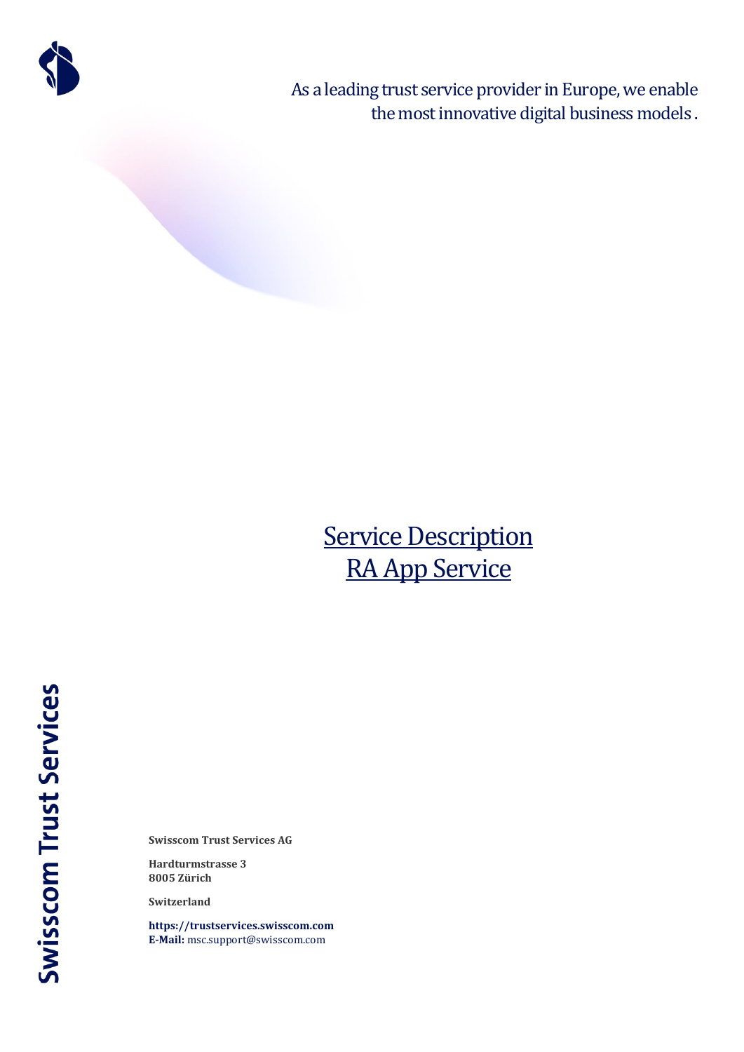As a leading trust service provider in Europe, we enable the most innovative digital business models.

# Service Description
# RA App Service

Swisscom Trust Services

**Swisscom Trust Services AG**

**Hardturmstrasse 3**
**8005 Zürich**

**Switzerland**

**https://trustservices.swisscom.com**
**E-Mail:** msc.support@swisscom.com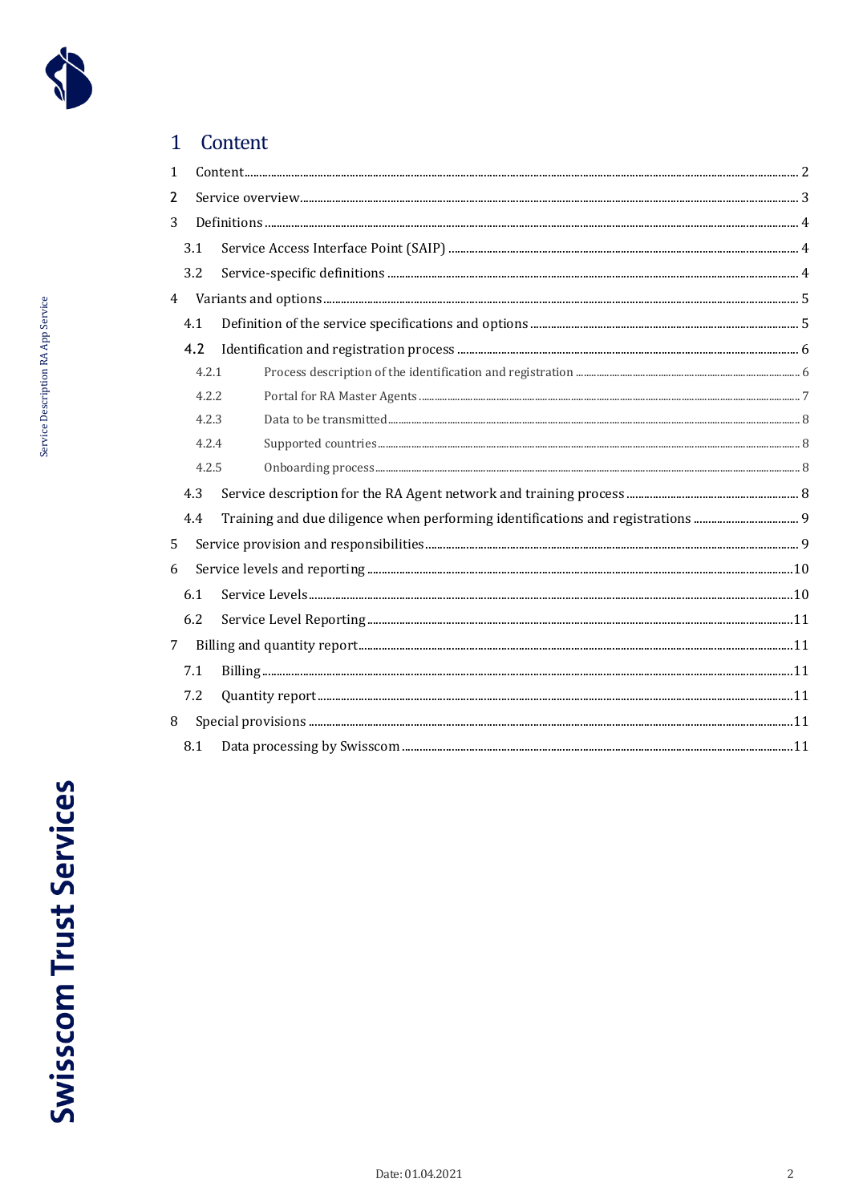# 1 Content

1 Content ..... 2

2 Service overview ..... 3

3 Definitions ..... 4

3.1 Service Access Interface Point (SAIP) ..... 4

3.2 Service-specific definitions ..... 4

4 Variants and options ..... 5

4.1 Definition of the service specifications and options ..... 5

4.2 Identification and registration process ..... 6

4.2.1 Process description of the identification and registration ..... 6

4.2.2 Portal for RA Master Agents ..... 7

4.2.3 Data to be transmitted ..... 8

4.2.4 Supported countries ..... 8

4.2.5 Onboarding process ..... 8

4.3 Service description for the RA Agent network and training process ..... 8

4.4 Training and due diligence when performing identifications and registrations ..... 9

5 Service provision and responsibilities ..... 9

6 Service levels and reporting ..... 10

6.1 Service Levels ..... 10

6.2 Service Level Reporting ..... 11

7 Billing and quantity report ..... 11

7.1 Billing ..... 11

7.2 Quantity report ..... 11

8 Special provisions ..... 11

8.1 Data processing by Swisscom ..... 11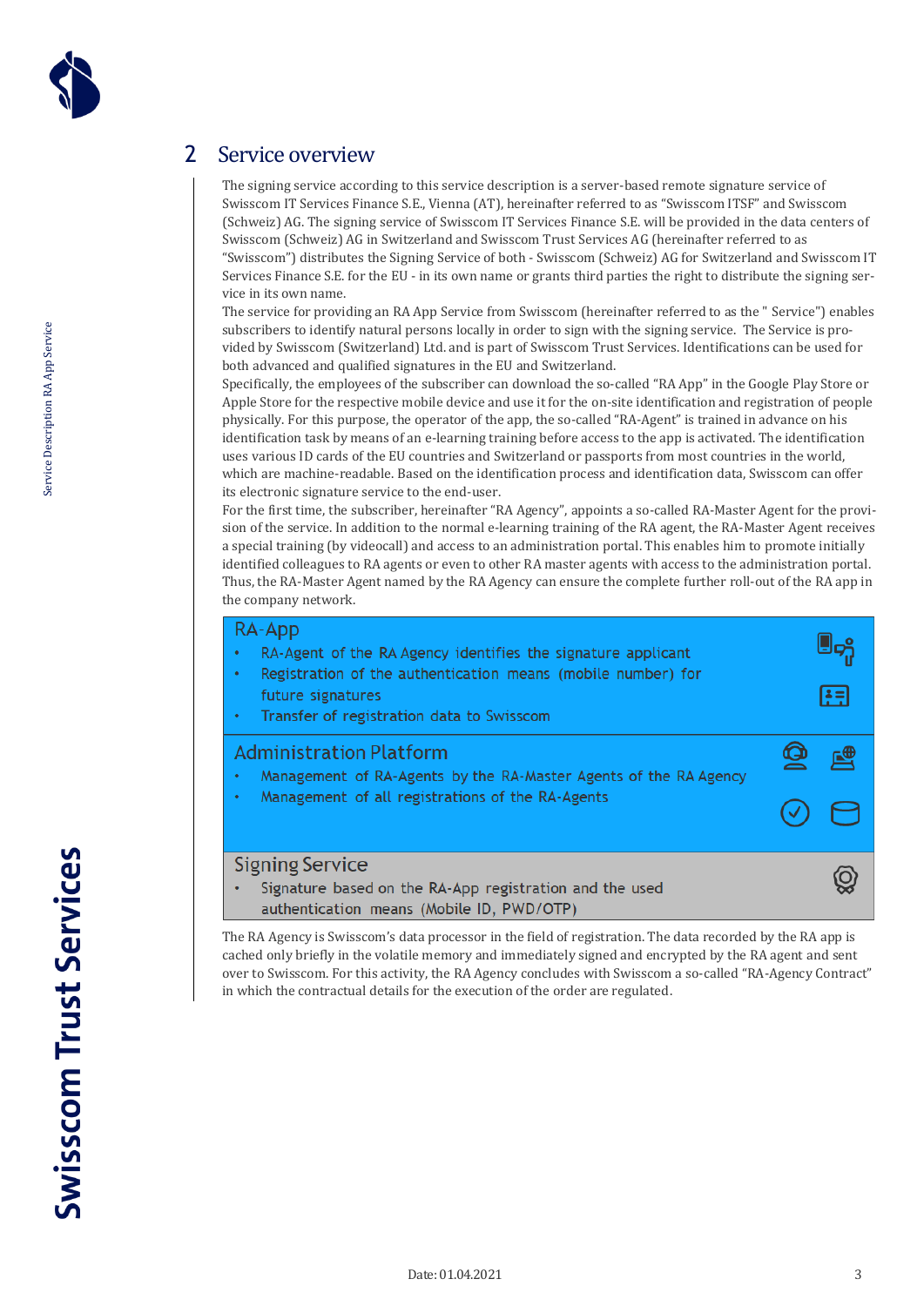## 2 Service overview

The signing service according to this service description is a server-based remote signature service of Swisscom IT Services Finance S.E., Vienna (AT), hereinafter referred to as "Swisscom ITSF" and Swisscom (Schweiz) AG. The signing service of Swisscom IT Services Finance S.E. will be provided in the data centers of Swisscom (Schweiz) AG in Switzerland and Swisscom Trust Services AG (hereinafter referred to as "Swisscom") distributes the Signing Service of both - Swisscom (Schweiz) AG for Switzerland and Swisscom IT Services Finance S.E. for the EU - in its own name or grants third parties the right to distribute the signing service in its own name.

The service for providing an RA App Service from Swisscom (hereinafter referred to as the " Service") enables subscribers to identify natural persons locally in order to sign with the signing service. The Service is provided by Swisscom (Switzerland) Ltd. and is part of Swisscom Trust Services. Identifications can be used for both advanced and qualified signatures in the EU and Switzerland.

Specifically, the employees of the subscriber can download the so-called "RA App" in the Google Play Store or Apple Store for the respective mobile device and use it for the on-site identification and registration of people physically. For this purpose, the operator of the app, the so-called "RA-Agent" is trained in advance on his identification task by means of an e-learning training before access to the app is activated. The identification uses various ID cards of the EU countries and Switzerland or passports from most countries in the world, which are machine-readable. Based on the identification process and identification data, Swisscom can offer its electronic signature service to the end-user.

For the first time, the subscriber, hereinafter "RA Agency", appoints a so-called RA-Master Agent for the provision of the service. In addition to the normal e-learning training of the RA agent, the RA-Master Agent receives a special training (by videocall) and access to an administration portal. This enables him to promote initially identified colleagues to RA agents or even to other RA master agents with access to the administration portal. Thus, the RA-Master Agent named by the RA Agency can ensure the complete further roll-out of the RA app in the company network.

**RA-App**

- RA-Agent of the RA Agency identifies the signature applicant
- Registration of the authentication means (mobile number) for future signatures
- Transfer of registration data to Swisscom

**Administration Platform**

- Management of RA-Agents by the RA-Master Agents of the RA Agency
- Management of all registrations of the RA-Agents

**Signing Service**

- Signature based on the RA-App registration and the used authentication means (Mobile ID, PWD/OTP)

The RA Agency is Swisscom's data processor in the field of registration. The data recorded by the RA app is cached only briefly in the volatile memory and immediately signed and encrypted by the RA agent and sent over to Swisscom. For this activity, the RA Agency concludes with Swisscom a so-called "RA-Agency Contract" in which the contractual details for the execution of the order are regulated.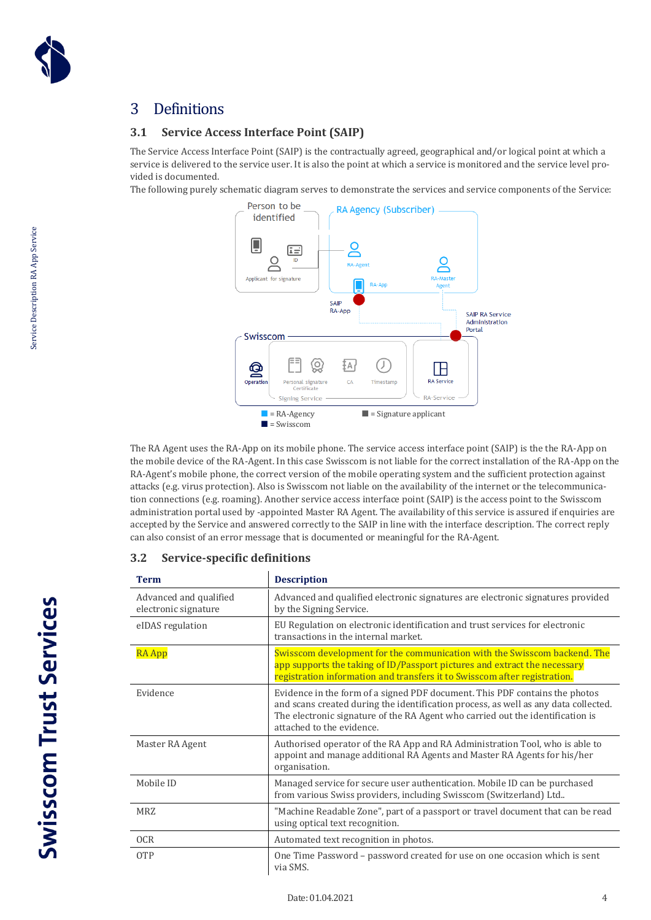# 3 Definitions

## 3.1 Service Access Interface Point (SAIP)

The Service Access Interface Point (SAIP) is the contractually agreed, geographical and/or logical point at which a service is delivered to the service user. It is also the point at which a service is monitored and the service level provided is documented.

The following purely schematic diagram serves to demonstrate the services and service components of the Service:

The RA Agent uses the RA-App on its mobile phone. The service access interface point (SAIP) is the the RA-App on the mobile device of the RA-Agent. In this case Swisscom is not liable for the correct installation of the RA-App on the RA-Agent's mobile phone, the correct version of the mobile operating system and the sufficient protection against attacks (e.g. virus protection). Also is Swisscom not liable on the availability of the internet or the telecommunication connections (e.g. roaming). Another service access interface point (SAIP) is the access point to the Swisscom administration portal used by -appointed Master RA Agent. The availability of this service is assured if enquiries are accepted by the Service and answered correctly to the SAIP in line with the interface description. The correct reply can also consist of an error message that is documented or meaningful for the RA-Agent.

## 3.2 Service-specific definitions

| Term | Description |
|---|---|
| Advanced and qualified electronic signature | Advanced and qualified electronic signatures are electronic signatures provided by the Signing Service. |
| eIDAS regulation | EU Regulation on electronic identification and trust services for electronic transactions in the internal market. |
| RA App | Swisscom development for the communication with the Swisscom backend. The app supports the taking of ID/Passport pictures and extract the necessary registration information and transfers it to Swisscom after registration. |
| Evidence | Evidence in the form of a signed PDF document. This PDF contains the photos and scans created during the identification process, as well as any data collected. The electronic signature of the RA Agent who carried out the identification is attached to the evidence. |
| Master RA Agent | Authorised operator of the RA App and RA Administration Tool, who is able to appoint and manage additional RA Agents and Master RA Agents for his/her organisation. |
| Mobile ID | Managed service for secure user authentication. Mobile ID can be purchased from various Swiss providers, including Swisscom (Switzerland) Ltd.. |
| MRZ | "Machine Readable Zone", part of a passport or travel document that can be read using optical text recognition. |
| OCR | Automated text recognition in photos. |
| OTP | One Time Password – password created for use on one occasion which is sent via SMS. |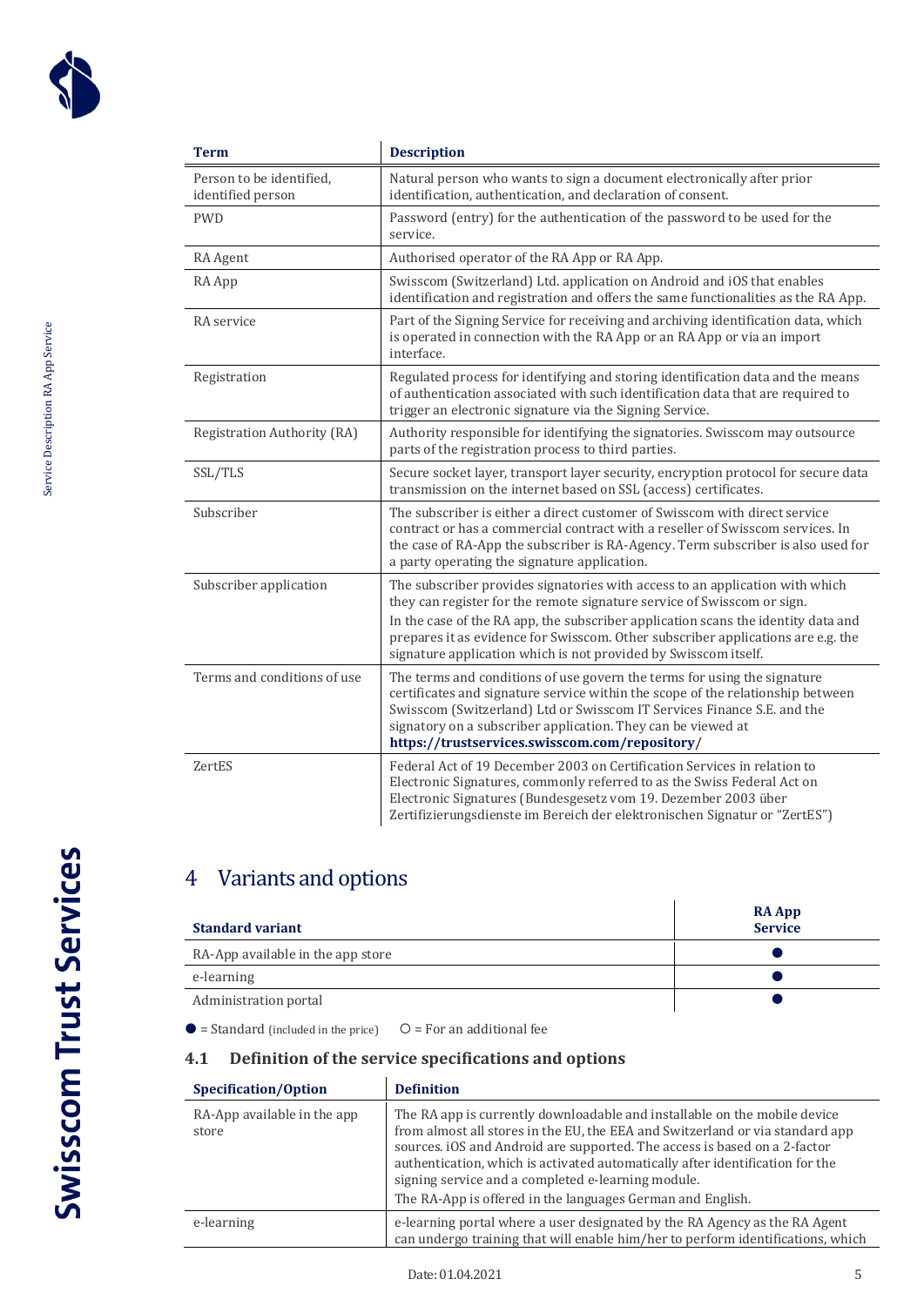| Term | Description |
|---|---|
| Person to be identified, identified person | Natural person who wants to sign a document electronically after prior identification, authentication, and declaration of consent. |
| PWD | Password (entry) for the authentication of the password to be used for the service. |
| RA Agent | Authorised operator of the RA App or RA App. |
| RA App | Swisscom (Switzerland) Ltd. application on Android and iOS that enables identification and registration and offers the same functionalities as the RA App. |
| RA service | Part of the Signing Service for receiving and archiving identification data, which is operated in connection with the RA App or an RA App or via an import interface. |
| Registration | Regulated process for identifying and storing identification data and the means of authentication associated with such identification data that are required to trigger an electronic signature via the Signing Service. |
| Registration Authority (RA) | Authority responsible for identifying the signatories. Swisscom may outsource parts of the registration process to third parties. |
| SSL/TLS | Secure socket layer, transport layer security, encryption protocol for secure data transmission on the internet based on SSL (access) certificates. |
| Subscriber | The subscriber is either a direct customer of Swisscom with direct service contract or has a commercial contract with a reseller of Swisscom services. In the case of RA-App the subscriber is RA-Agency. Term subscriber is also used for a party operating the signature application. |
| Subscriber application | The subscriber provides signatories with access to an application with which they can register for the remote signature service of Swisscom or sign.<br>In the case of the RA app, the subscriber application scans the identity data and prepares it as evidence for Swisscom. Other subscriber applications are e.g. the signature application which is not provided by Swisscom itself. |
| Terms and conditions of use | The terms and conditions of use govern the terms for using the signature certificates and signature service within the scope of the relationship between Swisscom (Switzerland) Ltd or Swisscom IT Services Finance S.E. and the signatory on a subscriber application. They can be viewed at **https://trustservices.swisscom.com/repository/** |
| ZertES | Federal Act of 19 December 2003 on Certification Services in relation to Electronic Signatures, commonly referred to as the Swiss Federal Act on Electronic Signatures (Bundesgesetz vom 19. Dezember 2003 über Zertifizierungsdienste im Bereich der elektronischen Signatur or "ZertES") |

# 4 Variants and options

| Standard variant | RA App Service |
|---|---|
| RA-App available in the app store | ● |
| e-learning | ● |
| Administration portal | ● |

● = Standard (included in the price) ○ = For an additional fee

## 4.1 Definition of the service specifications and options

| Specification/Option | Definition |
|---|---|
| RA-App available in the app store | The RA app is currently downloadable and installable on the mobile device from almost all stores in the EU, the EEA and Switzerland or via standard app sources. iOS and Android are supported. The access is based on a 2-factor authentication, which is activated automatically after identification for the signing service and a completed e-learning module.<br>The RA-App is offered in the languages German and English. |
| e-learning | e-learning portal where a user designated by the RA Agency as the RA Agent can undergo training that will enable him/her to perform identifications, which |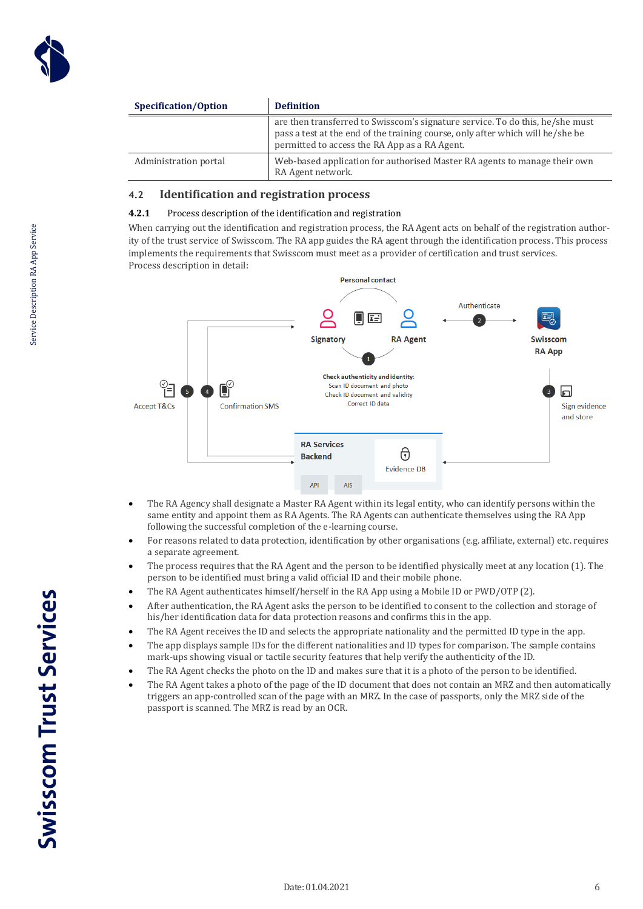| Specification/Option | Definition |
|---|---|
| | are then transferred to Swisscom's signature service. To do this, he/she must pass a test at the end of the training course, only after which will he/she be permitted to access the RA App as a RA Agent. |
| Administration portal | Web-based application for authorised Master RA agents to manage their own RA Agent network. |

## 4.2 Identification and registration process

### 4.2.1 Process description of the identification and registration

When carrying out the identification and registration process, the RA Agent acts on behalf of the registration authority of the trust service of Swisscom. The RA app guides the RA agent through the identification process. This process implements the requirements that Swisscom must meet as a provider of certification and trust services.
Process description in detail:

Personal contact

Signatory — RA Agent — Authenticate (2) — Swisscom RA App

(1) Check authenticity and identity:
Scan ID document and photo
Check ID document and validity
Correct ID data

(3) Sign evidence and store

(4) Confirmation SMS

(5) Accept T&Cs

RA Services Backend — Evidence DB — API — AIS

- The RA Agency shall designate a Master RA Agent within its legal entity, who can identify persons within the same entity and appoint them as RA Agents. The RA Agents can authenticate themselves using the RA App following the successful completion of the e-learning course.
- For reasons related to data protection, identification by other organisations (e.g. affiliate, external) etc. requires a separate agreement.
- The process requires that the RA Agent and the person to be identified physically meet at any location (1). The person to be identified must bring a valid official ID and their mobile phone.
- The RA Agent authenticates himself/herself in the RA App using a Mobile ID or PWD/OTP (2).
- After authentication, the RA Agent asks the person to be identified to consent to the collection and storage of his/her identification data for data protection reasons and confirms this in the app.
- The RA Agent receives the ID and selects the appropriate nationality and the permitted ID type in the app.
- The app displays sample IDs for the different nationalities and ID types for comparison. The sample contains mark-ups showing visual or tactile security features that help verify the authenticity of the ID.
- The RA Agent checks the photo on the ID and makes sure that it is a photo of the person to be identified.
- The RA Agent takes a photo of the page of the ID document that does not contain an MRZ and then automatically triggers an app-controlled scan of the page with an MRZ. In the case of passports, only the MRZ side of the passport is scanned. The MRZ is read by an OCR.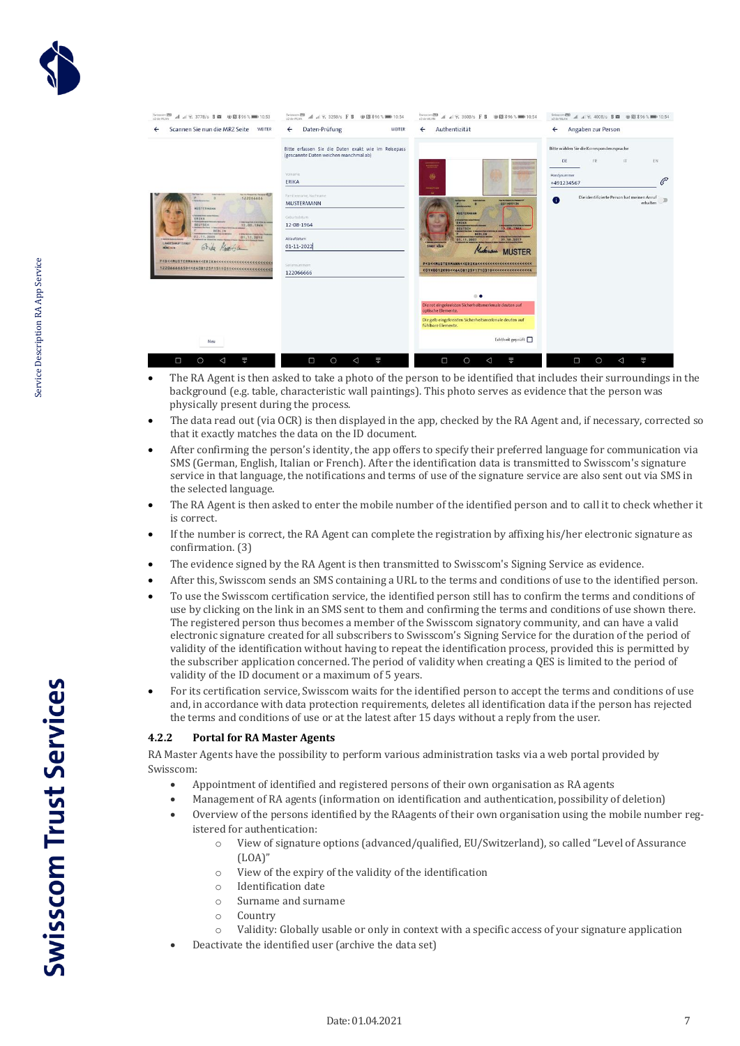- The RA Agent is then asked to take a photo of the person to be identified that includes their surroundings in the background (e.g. table, characteristic wall paintings). This photo serves as evidence that the person was physically present during the process.
- The data read out (via OCR) is then displayed in the app, checked by the RA Agent and, if necessary, corrected so that it exactly matches the data on the ID document.
- After confirming the person's identity, the app offers to specify their preferred language for communication via SMS (German, English, Italian or French). After the identification data is transmitted to Swisscom's signature service in that language, the notifications and terms of use of the signature service are also sent out via SMS in the selected language.
- The RA Agent is then asked to enter the mobile number of the identified person and to call it to check whether it is correct.
- If the number is correct, the RA Agent can complete the registration by affixing his/her electronic signature as confirmation. (3)
- The evidence signed by the RA Agent is then transmitted to Swisscom's Signing Service as evidence.
- After this, Swisscom sends an SMS containing a URL to the terms and conditions of use to the identified person.
- To use the Swisscom certification service, the identified person still has to confirm the terms and conditions of use by clicking on the link in an SMS sent to them and confirming the terms and conditions of use shown there. The registered person thus becomes a member of the Swisscom signatory community, and can have a valid electronic signature created for all subscribers to Swisscom's Signing Service for the duration of the period of validity of the identification without having to repeat the identification process, provided this is permitted by the subscriber application concerned. The period of validity when creating a QES is limited to the period of validity of the ID document or a maximum of 5 years.
- For its certification service, Swisscom waits for the identified person to accept the terms and conditions of use and, in accordance with data protection requirements, deletes all identification data if the person has rejected the terms and conditions of use or at the latest after 15 days without a reply from the user.

### 4.2.2 Portal for RA Master Agents

RA Master Agents have the possibility to perform various administration tasks via a web portal provided by Swisscom:

- Appointment of identified and registered persons of their own organisation as RA agents
- Management of RA agents (information on identification and authentication, possibility of deletion)
- Overview of the persons identified by the RAagents of their own organisation using the mobile number registered for authentication:
  - View of signature options (advanced/qualified, EU/Switzerland), so called "Level of Assurance (LOA)"
  - View of the expiry of the validity of the identification
  - Identification date
  - Surname and surname
  - Country
  - Validity: Globally usable or only in context with a specific access of your signature application
- Deactivate the identified user (archive the data set)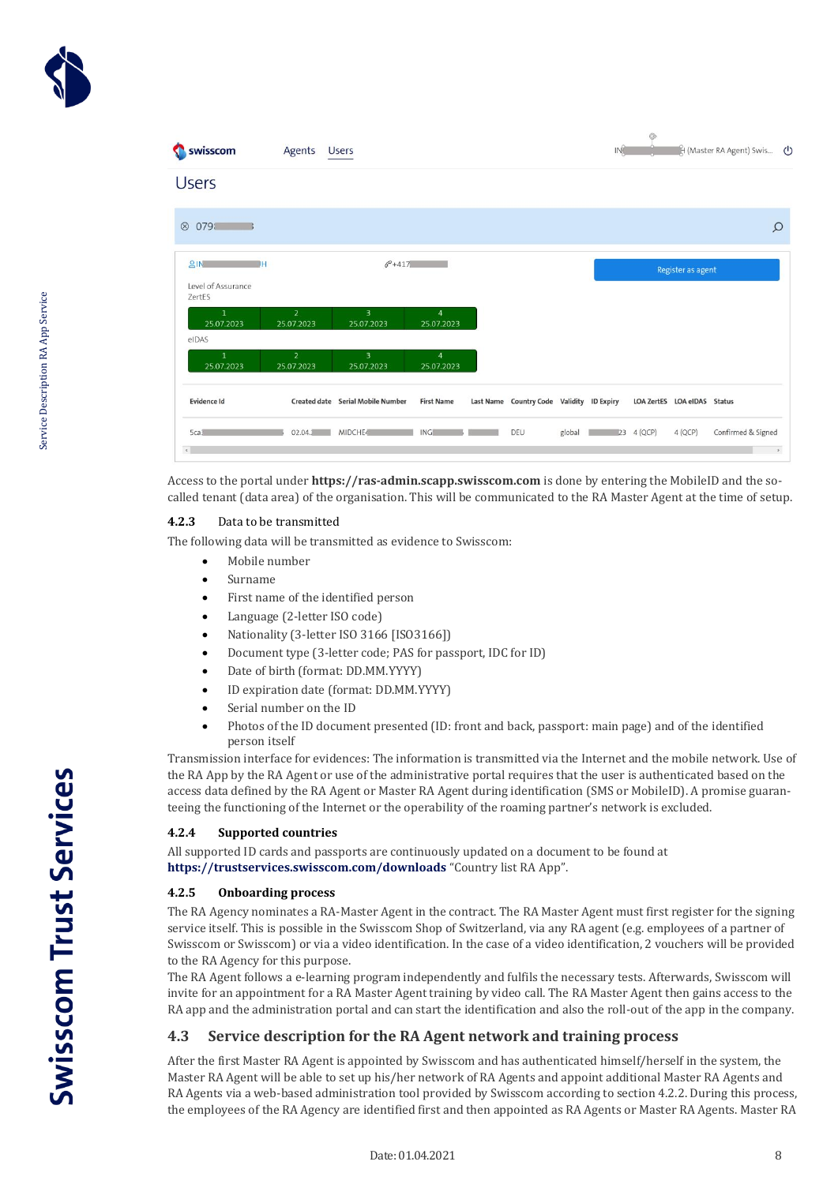Access to the portal under **https://ras-admin.scapp.swisscom.com** is done by entering the MobileID and the so-called tenant (data area) of the organisation. This will be communicated to the RA Master Agent at the time of setup.

### 4.2.3 Data to be transmitted

The following data will be transmitted as evidence to Swisscom:

- Mobile number
- Surname
- First name of the identified person
- Language (2-letter ISO code)
- Nationality (3-letter ISO 3166 [ISO3166])
- Document type (3-letter code; PAS for passport, IDC for ID)
- Date of birth (format: DD.MM.YYYY)
- ID expiration date (format: DD.MM.YYYY)
- Serial number on the ID
- Photos of the ID document presented (ID: front and back, passport: main page) and of the identified person itself

Transmission interface for evidences: The information is transmitted via the Internet and the mobile network. Use of the RA App by the RA Agent or use of the administrative portal requires that the user is authenticated based on the access data defined by the RA Agent or Master RA Agent during identification (SMS or MobileID). A promise guaranteeing the functioning of the Internet or the operability of the roaming partner's network is excluded.

### 4.2.4 Supported countries

All supported ID cards and passports are continuously updated on a document to be found at **https://trustservices.swisscom.com/downloads** "Country list RA App".

### 4.2.5 Onboarding process

The RA Agency nominates a RA-Master Agent in the contract. The RA Master Agent must first register for the signing service itself. This is possible in the Swisscom Shop of Switzerland, via any RA agent (e.g. employees of a partner of Swisscom or Swisscom) or via a video identification. In the case of a video identification, 2 vouchers will be provided to the RA Agency for this purpose.

The RA Agent follows a e-learning program independently and fulfils the necessary tests. Afterwards, Swisscom will invite for an appointment for a RA Master Agent training by video call. The RA Master Agent then gains access to the RA app and the administration portal and can start the identification and also the roll-out of the app in the company.

## 4.3 Service description for the RA Agent network and training process

After the first Master RA Agent is appointed by Swisscom and has authenticated himself/herself in the system, the Master RA Agent will be able to set up his/her network of RA Agents and appoint additional Master RA Agents and RA Agents via a web-based administration tool provided by Swisscom according to section 4.2.2. During this process, the employees of the RA Agency are identified first and then appointed as RA Agents or Master RA Agents. Master RA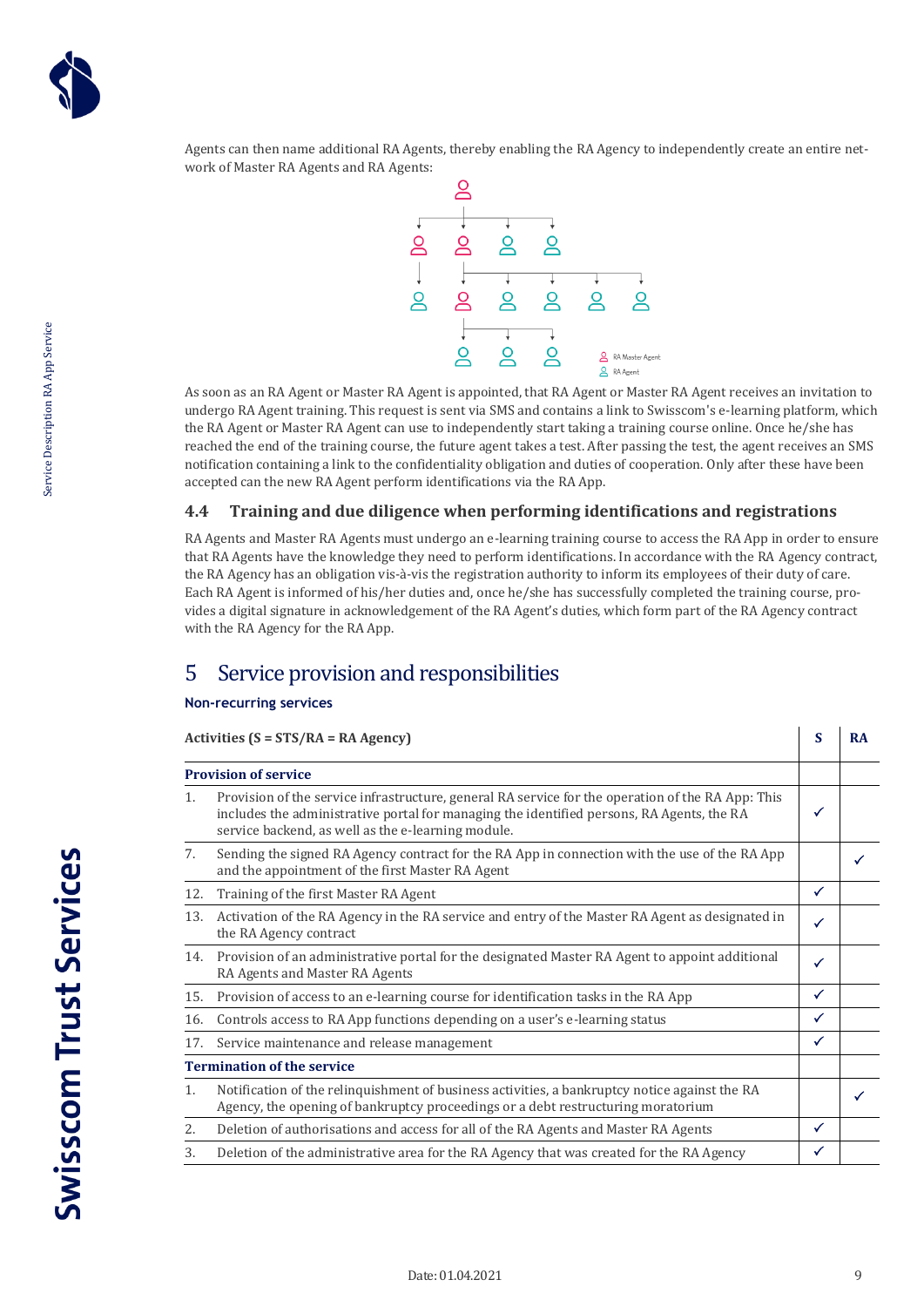Agents can then name additional RA Agents, thereby enabling the RA Agency to independently create an entire network of Master RA Agents and RA Agents:

RA Master Agent
RA Agent

As soon as an RA Agent or Master RA Agent is appointed, that RA Agent or Master RA Agent receives an invitation to undergo RA Agent training. This request is sent via SMS and contains a link to Swisscom's e-learning platform, which the RA Agent or Master RA Agent can use to independently start taking a training course online. Once he/she has reached the end of the training course, the future agent takes a test. After passing the test, the agent receives an SMS notification containing a link to the confidentiality obligation and duties of cooperation. Only after these have been accepted can the new RA Agent perform identifications via the RA App.

### 4.4 Training and due diligence when performing identifications and registrations

RA Agents and Master RA Agents must undergo an e-learning training course to access the RA App in order to ensure that RA Agents have the knowledge they need to perform identifications. In accordance with the RA Agency contract, the RA Agency has an obligation vis-à-vis the registration authority to inform its employees of their duty of care. Each RA Agent is informed of his/her duties and, once he/she has successfully completed the training course, provides a digital signature in acknowledgement of the RA Agent's duties, which form part of the RA Agency contract with the RA Agency for the RA App.

## 5 Service provision and responsibilities

**Non-recurring services**

| Activities (S = STS/RA = RA Agency) | S | RA |
|---|---|---|
| **Provision of service** | | |
| 1. Provision of the service infrastructure, general RA service for the operation of the RA App: This includes the administrative portal for managing the identified persons, RA Agents, the RA service backend, as well as the e-learning module. | ✓ | |
| 7. Sending the signed RA Agency contract for the RA App in connection with the use of the RA App and the appointment of the first Master RA Agent | | ✓ |
| 12. Training of the first Master RA Agent | ✓ | |
| 13. Activation of the RA Agency in the RA service and entry of the Master RA Agent as designated in the RA Agency contract | ✓ | |
| 14. Provision of an administrative portal for the designated Master RA Agent to appoint additional RA Agents and Master RA Agents | ✓ | |
| 15. Provision of access to an e-learning course for identification tasks in the RA App | ✓ | |
| 16. Controls access to RA App functions depending on a user's e-learning status | ✓ | |
| 17. Service maintenance and release management | ✓ | |
| **Termination of the service** | | |
| 1. Notification of the relinquishment of business activities, a bankruptcy notice against the RA Agency, the opening of bankruptcy proceedings or a debt restructuring moratorium | | ✓ |
| 2. Deletion of authorisations and access for all of the RA Agents and Master RA Agents | ✓ | |
| 3. Deletion of the administrative area for the RA Agency that was created for the RA Agency | ✓ | |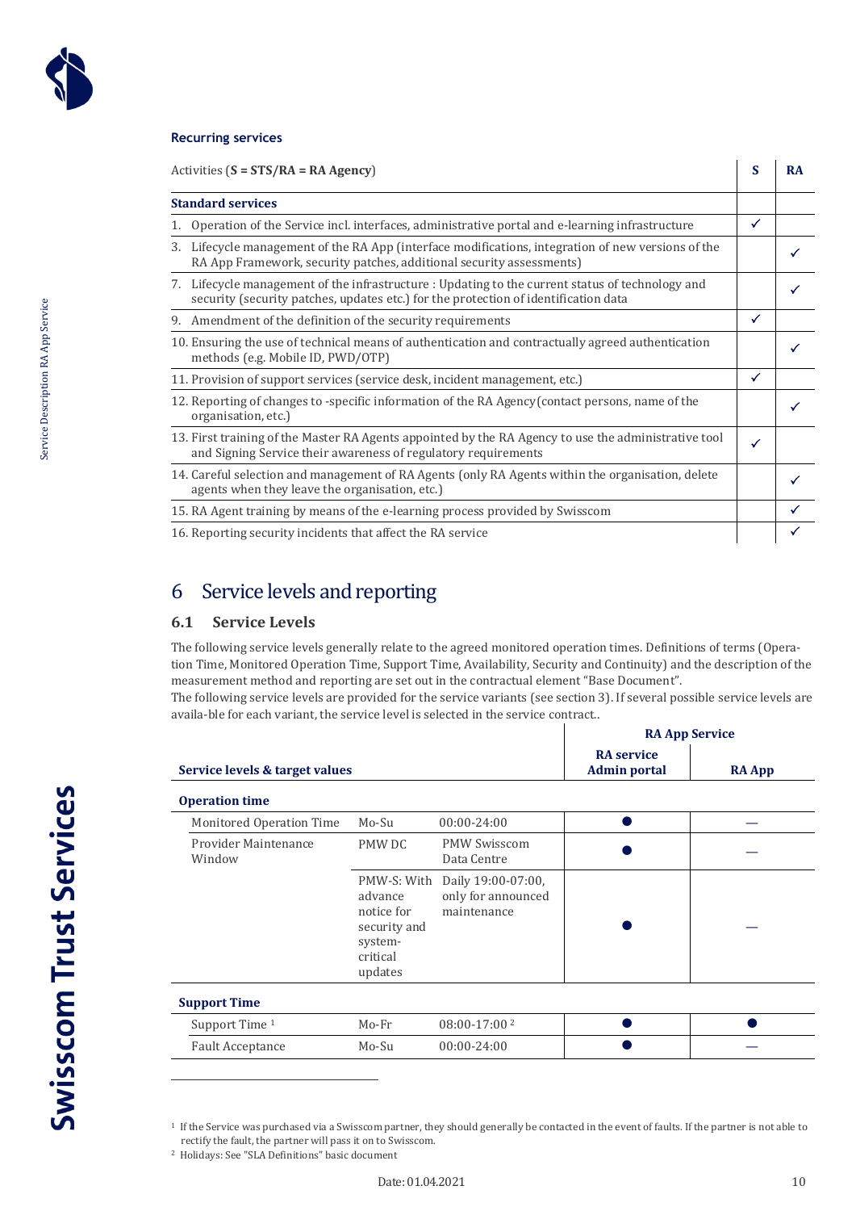**Recurring services**

| Activities (**S = STS/RA = RA Agency**) | S | RA |
|---|---|---|
| **Standard services** | | |
| 1. Operation of the Service incl. interfaces, administrative portal and e-learning infrastructure | ✓ | |
| 3. Lifecycle management of the RA App (interface modifications, integration of new versions of the RA App Framework, security patches, additional security assessments) | | ✓ |
| 7. Lifecycle management of the infrastructure : Updating to the current status of technology and security (security patches, updates etc.) for the protection of identification data | | ✓ |
| 9. Amendment of the definition of the security requirements | ✓ | |
| 10. Ensuring the use of technical means of authentication and contractually agreed authentication methods (e.g. Mobile ID, PWD/OTP) | | ✓ |
| 11. Provision of support services (service desk, incident management, etc.) | ✓ | |
| 12. Reporting of changes to -specific information of the RA Agency(contact persons, name of the organisation, etc.) | | ✓ |
| 13. First training of the Master RA Agents appointed by the RA Agency to use the administrative tool and Signing Service their awareness of regulatory requirements | ✓ | |
| 14. Careful selection and management of RA Agents (only RA Agents within the organisation, delete agents when they leave the organisation, etc.) | | ✓ |
| 15. RA Agent training by means of the e-learning process provided by Swisscom | | ✓ |
| 16. Reporting security incidents that affect the RA service | | ✓ |

# 6 Service levels and reporting

## 6.1 Service Levels

The following service levels generally relate to the agreed monitored operation times. Definitions of terms (Operation Time, Monitored Operation Time, Support Time, Availability, Security and Continuity) and the description of the measurement method and reporting are set out in the contractual element “Base Document”.
The following service levels are provided for the service variants (see section 3). If several possible service levels are availa-ble for each variant, the service level is selected in the service contract..

| Service levels & target values | | | RA App Service | |
|---|---|---|---|---|
| | | | **RA service Admin portal** | **RA App** |
| **Operation time** | | | | |
| Monitored Operation Time | Mo-Su | 00:00-24:00 | ● | — |
| Provider Maintenance Window | PMW DC | PMW Swisscom Data Centre | ● | — |
| | PMW-S: With advance notice for security and system-critical updates | Daily 19:00-07:00, only for announced maintenance | ● | — |
| **Support Time** | | | | |
| Support Time [1] | Mo-Fr | 08:00-17:00 [2] | ● | ● |
| Fault Acceptance | Mo-Su | 00:00-24:00 | ● | — |

[1] If the Service was purchased via a Swisscom partner, they should generally be contacted in the event of faults. If the partner is not able to rectify the fault, the partner will pass it on to Swisscom.

[2] Holidays: See "SLA Definitions" basic document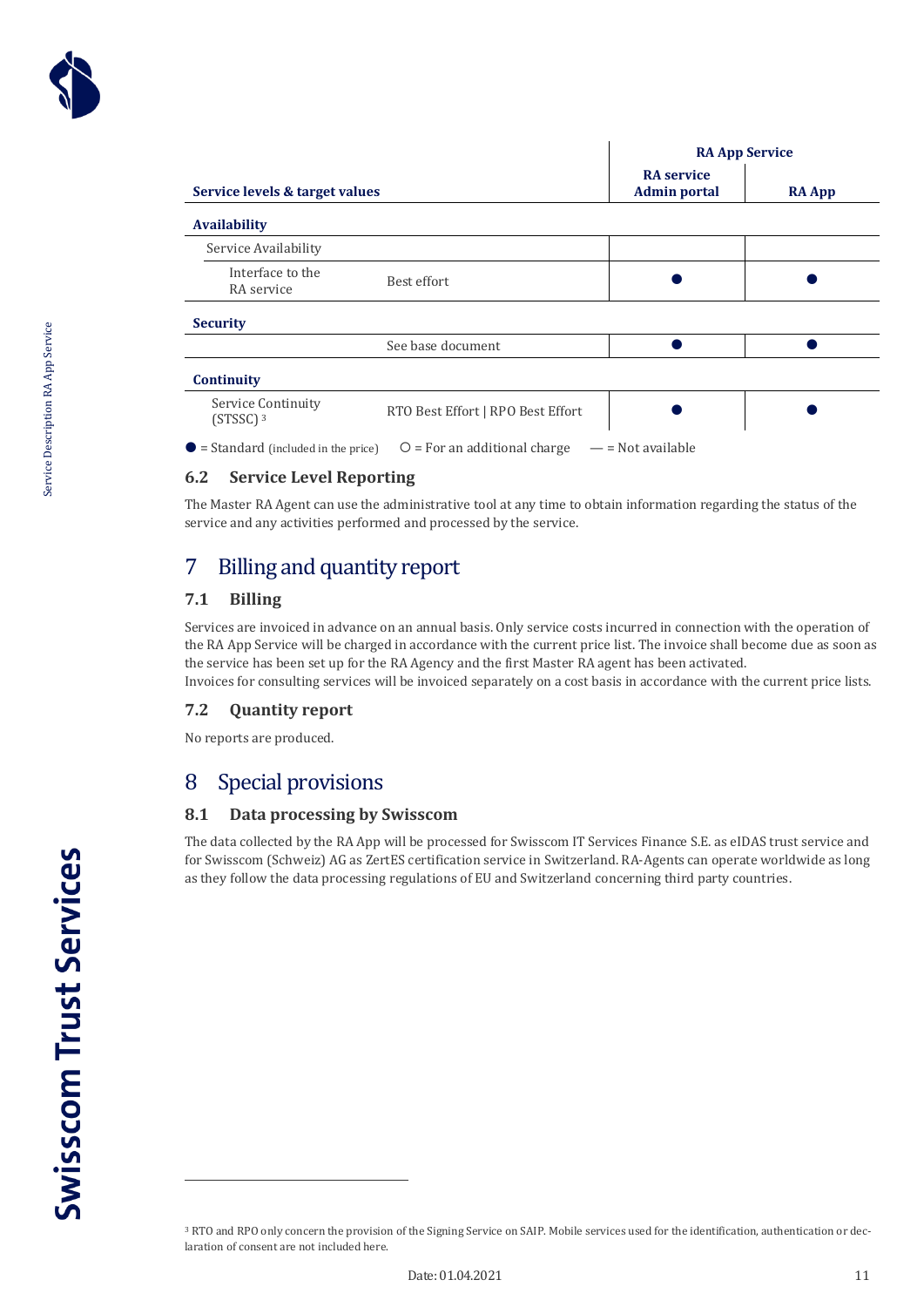| Service levels & target values | | RA App Service | |
|---|---|---|---|
| | | RA service Admin portal | RA App |
| **Availability** | | | |
| Service Availability | | | |
| Interface to the RA service | Best effort | ● | ● |
| **Security** | | | |
| | See base document | ● | ● |
| **Continuity** | | | |
| Service Continuity (STSSC) [3] | RTO Best Effort \| RPO Best Effort | ● | ● |

● = Standard (included in the price) ○ = For an additional charge — = Not available

### 6.2 Service Level Reporting

The Master RA Agent can use the administrative tool at any time to obtain information regarding the status of the service and any activities performed and processed by the service.

# 7 Billing and quantity report

## 7.1 Billing

Services are invoiced in advance on an annual basis. Only service costs incurred in connection with the operation of the RA App Service will be charged in accordance with the current price list. The invoice shall become due as soon as the service has been set up for the RA Agency and the first Master RA agent has been activated.
Invoices for consulting services will be invoiced separately on a cost basis in accordance with the current price lists.

## 7.2 Quantity report

No reports are produced.

# 8 Special provisions

## 8.1 Data processing by Swisscom

The data collected by the RA App will be processed for Swisscom IT Services Finance S.E. as eIDAS trust service and for Swisscom (Schweiz) AG as ZertES certification service in Switzerland. RA-Agents can operate worldwide as long as they follow the data processing regulations of EU and Switzerland concerning third party countries.

[3] RTO and RPO only concern the provision of the Signing Service on SAIP. Mobile services used for the identification, authentication or declaration of consent are not included here.